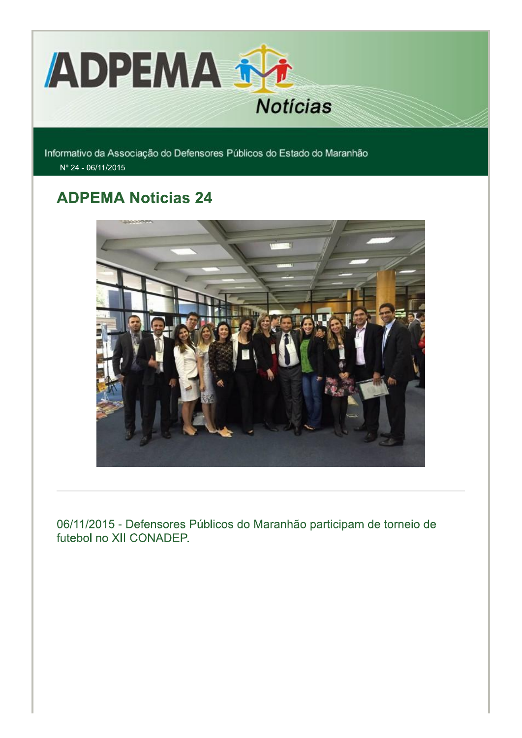# ADPEMA Notícias

Informativo da Associação do Defensores Públicos do Estado do Maranhão

Nº 24 - 06/11/2015

## ADPEMA Noticias 24

06/11/2015 - Defensores Públicos do Maranhão participam de torneio de futebol no XII CONADEP.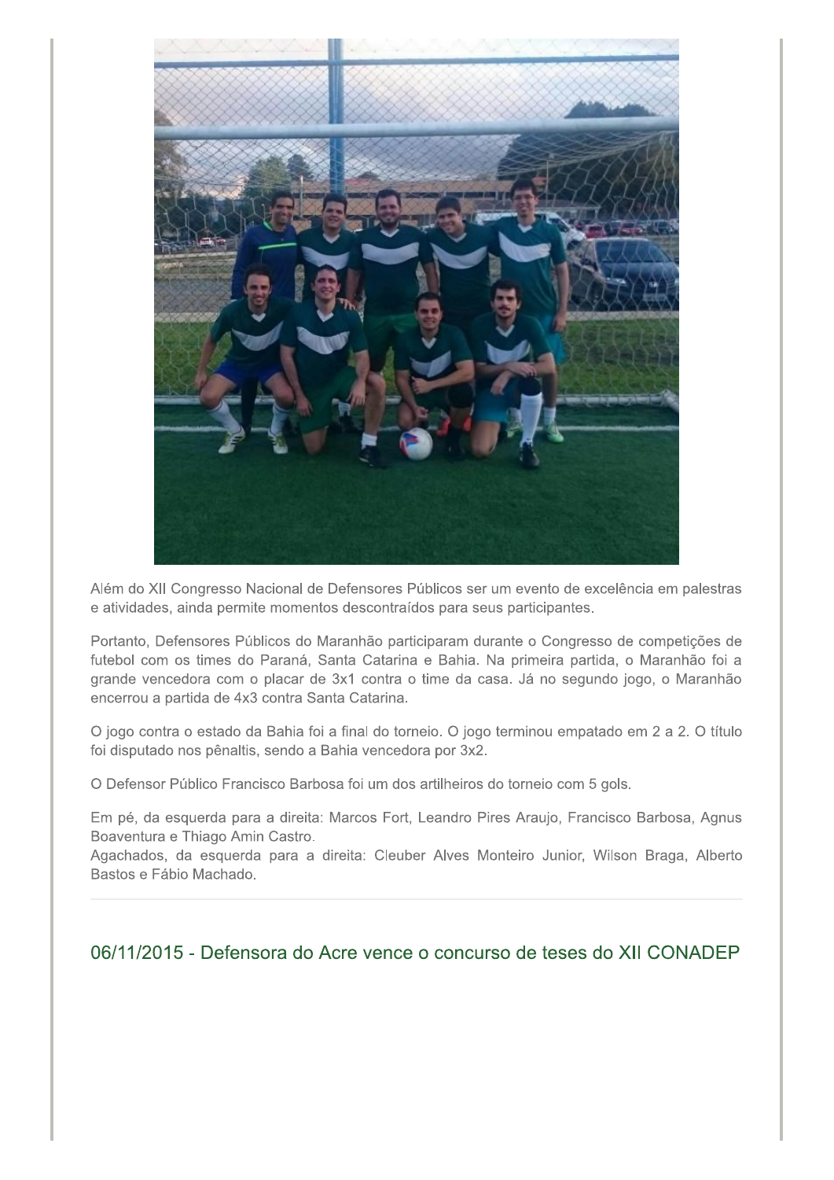Além do XII Congresso Nacional de Defensores Públicos ser um evento de excelência em palestras e atividades, ainda permite momentos descontraídos para seus participantes.

Portanto, Defensores Públicos do Maranhão participaram durante o Congresso de competições de futebol com os times do Paraná, Santa Catarina e Bahia. Na primeira partida, o Maranhão foi a grande vencedora com o placar de 3x1 contra o time da casa. Já no segundo jogo, o Maranhão encerrou a partida de 4x3 contra Santa Catarina.

O jogo contra o estado da Bahia foi a final do torneio. O jogo terminou empatado em 2 a 2. O título foi disputado nos pênaltis, sendo a Bahia vencedora por 3x2.

O Defensor Público Francisco Barbosa foi um dos artilheiros do torneio com 5 gols.

Em pé, da esquerda para a direita: Marcos Fort, Leandro Pires Araujo, Francisco Barbosa, Agnus Boaventura e Thiago Amin Castro.
Agachados, da esquerda para a direita: Cleuber Alves Monteiro Junior, Wilson Braga, Alberto Bastos e Fábio Machado.

---

## 06/11/2015 - Defensora do Acre vence o concurso de teses do XII CONADEP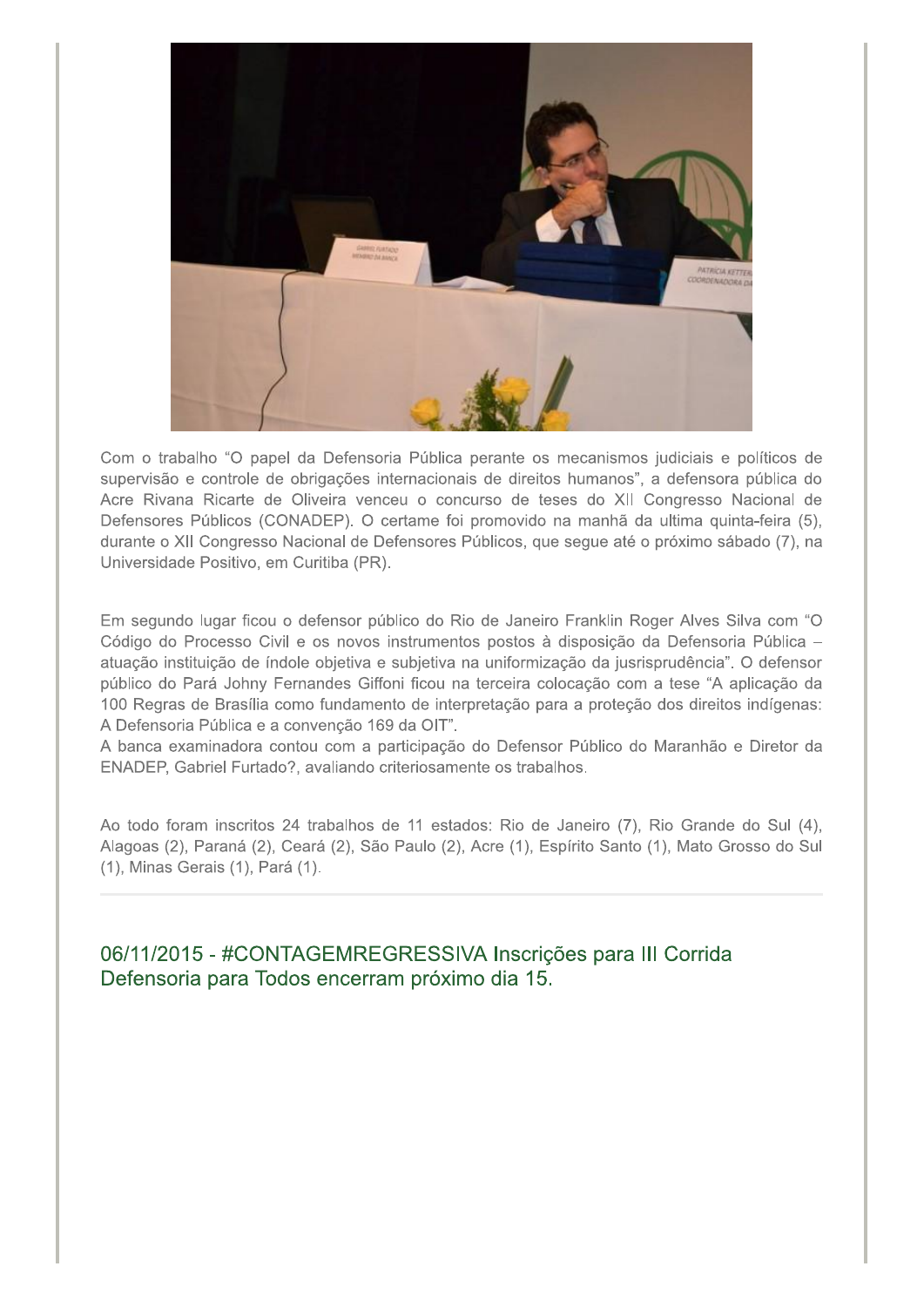Com o trabalho “O papel da Defensoria Pública perante os mecanismos judiciais e políticos de supervisão e controle de obrigações internacionais de direitos humanos”, a defensora pública do Acre Rivana Ricarte de Oliveira venceu o concurso de teses do XII Congresso Nacional de Defensores Públicos (CONADEP). O certame foi promovido na manhã da ultima quinta-feira (5), durante o XII Congresso Nacional de Defensores Públicos, que segue até o próximo sábado (7), na Universidade Positivo, em Curitiba (PR).

Em segundo lugar ficou o defensor público do Rio de Janeiro Franklin Roger Alves Silva com “O Código do Processo Civil e os novos instrumentos postos à disposição da Defensoria Pública – atuação instituição de índole objetiva e subjetiva na uniformização da jusrisprudência”. O defensor público do Pará Johny Fernandes Giffoni ficou na terceira colocação com a tese “A aplicação da 100 Regras de Brasília como fundamento de interpretação para a proteção dos direitos indígenas: A Defensoria Pública e a convenção 169 da OIT”.

A banca examinadora contou com a participação do Defensor Público do Maranhão e Diretor da ENADEP, Gabriel Furtado?, avaliando criteriosamente os trabalhos.

Ao todo foram inscritos 24 trabalhos de 11 estados: Rio de Janeiro (7), Rio Grande do Sul (4), Alagoas (2), Paraná (2), Ceará (2), São Paulo (2), Acre (1), Espírito Santo (1), Mato Grosso do Sul (1), Minas Gerais (1), Pará (1).

---

## 06/11/2015 - #CONTAGEMREGRESSIVA Inscrições para III Corrida Defensoria para Todos encerram próximo dia 15.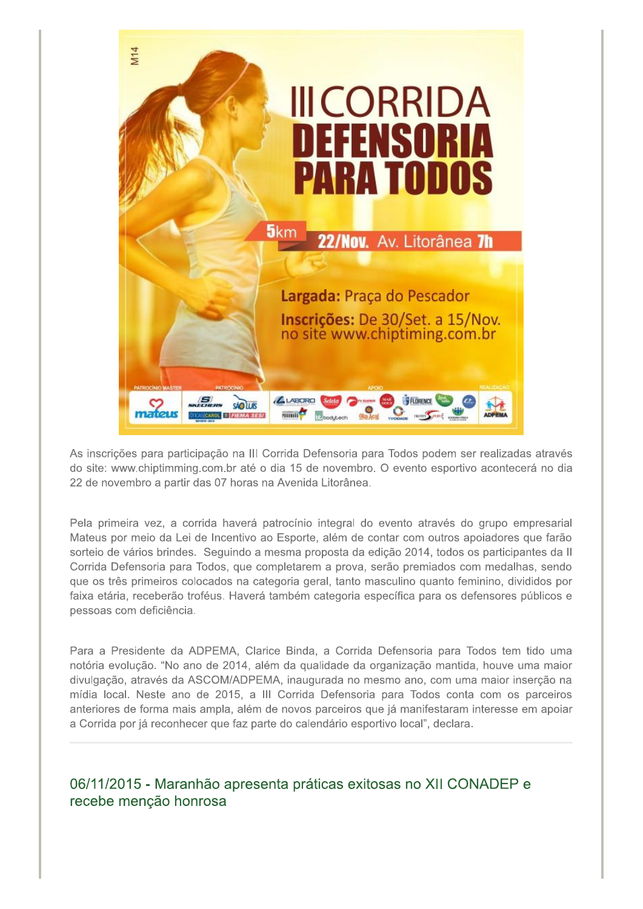As inscrições para participação na III Corrida Defensoria para Todos podem ser realizadas através do site: www.chiptimming.com.br até o dia 15 de novembro. O evento esportivo acontecerá no dia 22 de novembro a partir das 07 horas na Avenida Litorânea.

Pela primeira vez, a corrida haverá patrocínio integral do evento através do grupo empresarial Mateus por meio da Lei de Incentivo ao Esporte, além de contar com outros apoiadores que farão sorteio de vários brindes. Seguindo a mesma proposta da edição 2014, todos os participantes da II Corrida Defensoria para Todos, que completarem a prova, serão premiados com medalhas, sendo que os três primeiros colocados na categoria geral, tanto masculino quanto feminino, divididos por faixa etária, receberão troféus. Haverá também categoria específica para os defensores públicos e pessoas com deficiência.

Para a Presidente da ADPEMA, Clarice Binda, a Corrida Defensoria para Todos tem tido uma notória evolução. "No ano de 2014, além da qualidade da organização mantida, houve uma maior divulgação, através da ASCOM/ADPEMA, inaugurada no mesmo ano, com uma maior inserção na mídia local. Neste ano de 2015, a III Corrida Defensoria para Todos conta com os parceiros anteriores de forma mais ampla, além de novos parceiros que já manifestaram interesse em apoiar a Corrida por já reconhecer que faz parte do calendário esportivo local", declara.

---

## 06/11/2015 - Maranhão apresenta práticas exitosas no XII CONADEP e recebe menção honrosa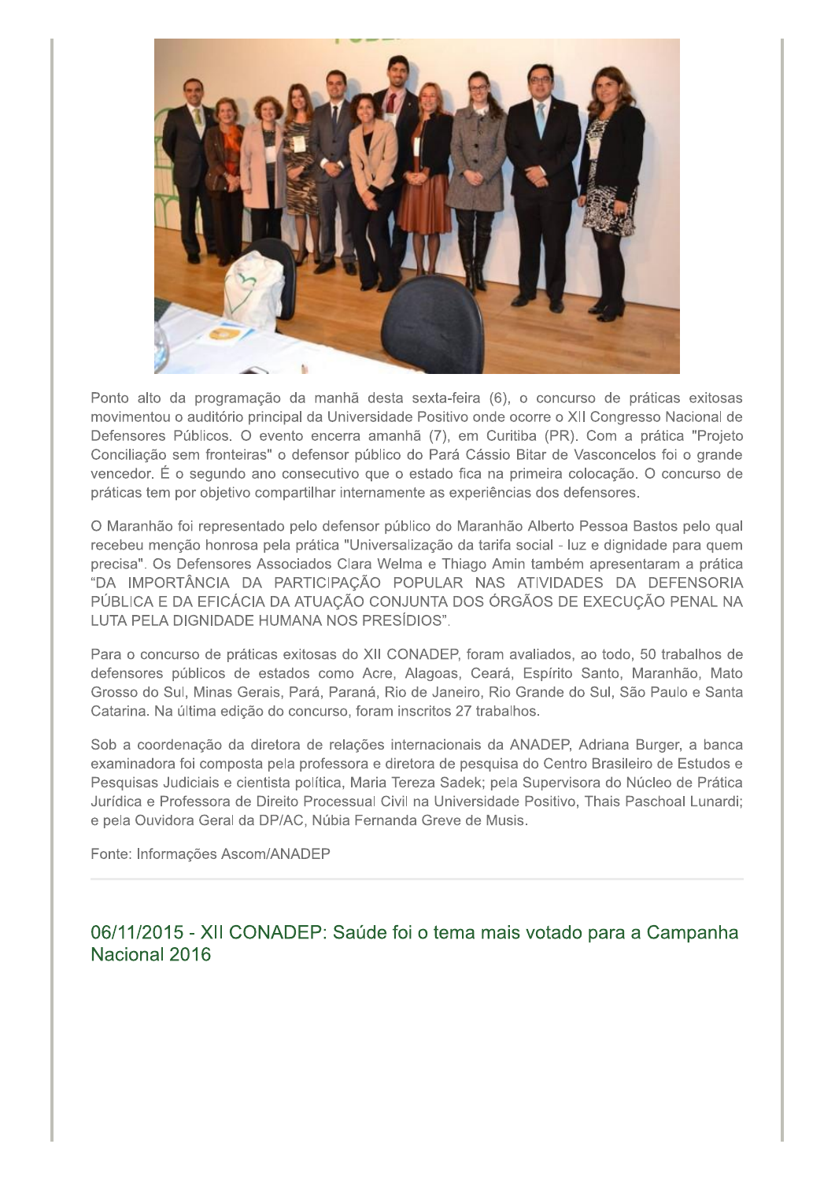Ponto alto da programação da manhã desta sexta-feira (6), o concurso de práticas exitosas movimentou o auditório principal da Universidade Positivo onde ocorre o XII Congresso Nacional de Defensores Públicos. O evento encerra amanhã (7), em Curitiba (PR). Com a prática "Projeto Conciliação sem fronteiras" o defensor público do Pará Cássio Bitar de Vasconcelos foi o grande vencedor. É o segundo ano consecutivo que o estado fica na primeira colocação. O concurso de práticas tem por objetivo compartilhar internamente as experiências dos defensores.

O Maranhão foi representado pelo defensor público do Maranhão Alberto Pessoa Bastos pelo qual recebeu menção honrosa pela prática "Universalização da tarifa social - luz e dignidade para quem precisa". Os Defensores Associados Clara Welma e Thiago Amin também apresentaram a prática "DA IMPORTÂNCIA DA PARTICIPAÇÃO POPULAR NAS ATIVIDADES DA DEFENSORIA PÚBLICA E DA EFICÁCIA DA ATUAÇÃO CONJUNTA DOS ÓRGÃOS DE EXECUÇÃO PENAL NA LUTA PELA DIGNIDADE HUMANA NOS PRESÍDIOS".

Para o concurso de práticas exitosas do XII CONADEP, foram avaliados, ao todo, 50 trabalhos de defensores públicos de estados como Acre, Alagoas, Ceará, Espírito Santo, Maranhão, Mato Grosso do Sul, Minas Gerais, Pará, Paraná, Rio de Janeiro, Rio Grande do Sul, São Paulo e Santa Catarina. Na última edição do concurso, foram inscritos 27 trabalhos.

Sob a coordenação da diretora de relações internacionais da ANADEP, Adriana Burger, a banca examinadora foi composta pela professora e diretora de pesquisa do Centro Brasileiro de Estudos e Pesquisas Judiciais e cientista política, Maria Tereza Sadek; pela Supervisora do Núcleo de Prática Jurídica e Professora de Direito Processual Civil na Universidade Positivo, Thais Paschoal Lunardi; e pela Ouvidora Geral da DP/AC, Núbia Fernanda Greve de Musis.

Fonte: Informações Ascom/ANADEP

---

## 06/11/2015 - XII CONADEP: Saúde foi o tema mais votado para a Campanha Nacional 2016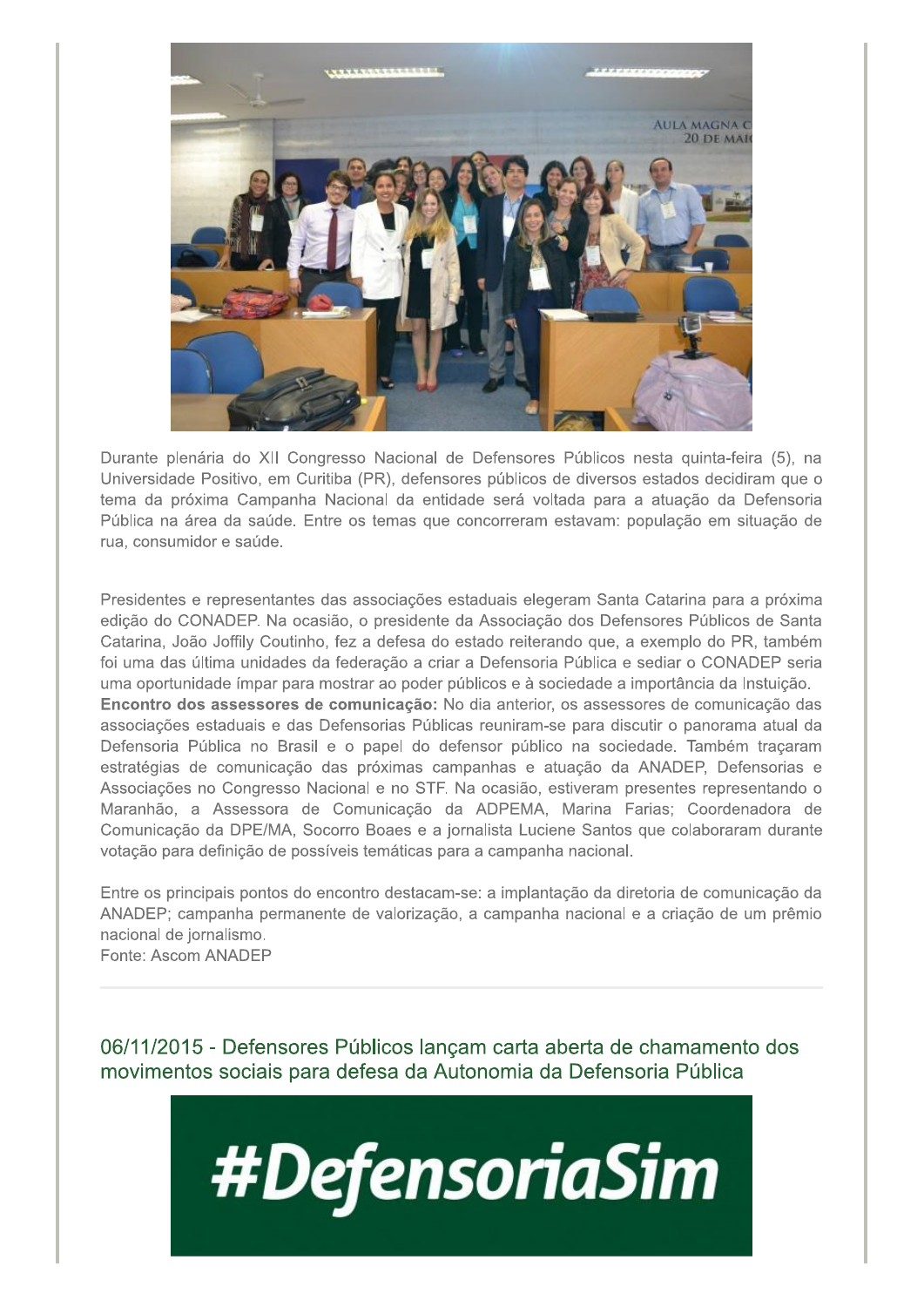Durante plenária do XII Congresso Nacional de Defensores Públicos nesta quinta-feira (5), na Universidade Positivo, em Curitiba (PR), defensores públicos de diversos estados decidiram que o tema da próxima Campanha Nacional da entidade será voltada para a atuação da Defensoria Pública na área da saúde. Entre os temas que concorreram estavam: população em situação de rua, consumidor e saúde.

Presidentes e representantes das associações estaduais elegeram Santa Catarina para a próxima edição do CONADEP. Na ocasião, o presidente da Associação dos Defensores Públicos de Santa Catarina, João Joffily Coutinho, fez a defesa do estado reiterando que, a exemplo do PR, também foi uma das última unidades da federação a criar a Defensoria Pública e sediar o CONADEP seria uma oportunidade ímpar para mostrar ao poder públicos e à sociedade a importância da Instuição.
**Encontro dos assessores de comunicação:** No dia anterior, os assessores de comunicação das associações estaduais e das Defensorias Públicas reuniram-se para discutir o panorama atual da Defensoria Pública no Brasil e o papel do defensor público na sociedade. Também traçaram estratégias de comunicação das próximas campanhas e atuação da ANADEP, Defensorias e Associações no Congresso Nacional e no STF. Na ocasião, estiveram presentes representando o Maranhão, a Assessora de Comunicação da ADPEMA, Marina Farias; Coordenadora de Comunicação da DPE/MA, Socorro Boaes e a jornalista Luciene Santos que colaboraram durante votação para definição de possíveis temáticas para a campanha nacional.

Entre os principais pontos do encontro destacam-se: a implantação da diretoria de comunicação da ANADEP; campanha permanente de valorização, a campanha nacional e a criação de um prêmio nacional de jornalismo.
Fonte: Ascom ANADEP

---

## 06/11/2015 - Defensores Públicos lançam carta aberta de chamamento dos movimentos sociais para defesa da Autonomia da Defensoria Pública

#DefensoriaSim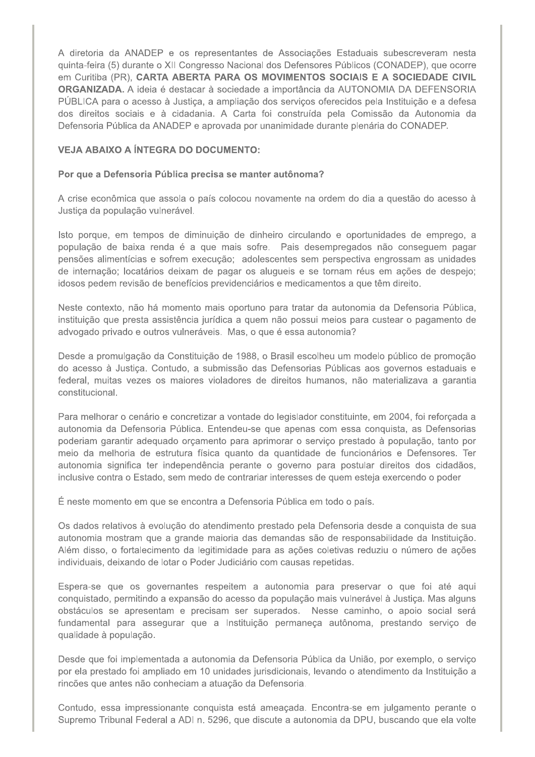A diretoria da ANADEP e os representantes de Associações Estaduais subescreveram nesta quinta-feira (5) durante o XII Congresso Nacional dos Defensores Públicos (CONADEP), que ocorre em Curitiba (PR), **CARTA ABERTA PARA OS MOVIMENTOS SOCIAIS E A SOCIEDADE CIVIL ORGANIZADA.** A ideia é destacar à sociedade a importância da AUTONOMIA DA DEFENSORIA PÚBLICA para o acesso à Justiça, a ampliação dos serviços oferecidos pela Instituição e a defesa dos direitos sociais e à cidadania. A Carta foi construída pela Comissão da Autonomia da Defensoria Pública da ANADEP e aprovada por unanimidade durante plenária do CONADEP.

**VEJA ABAIXO A ÍNTEGRA DO DOCUMENTO:**

**Por que a Defensoria Pública precisa se manter autônoma?**

A crise econômica que assola o país colocou novamente na ordem do dia a questão do acesso à Justiça da população vulnerável.

Isto porque, em tempos de diminuição de dinheiro circulando e oportunidades de emprego, a população de baixa renda é a que mais sofre. Pais desempregados não conseguem pagar pensões alimentícias e sofrem execução; adolescentes sem perspectiva engrossam as unidades de internação; locatários deixam de pagar os alugueis e se tornam réus em ações de despejo; idosos pedem revisão de benefícios previdenciários e medicamentos a que têm direito.

Neste contexto, não há momento mais oportuno para tratar da autonomia da Defensoria Pública, instituição que presta assistência jurídica a quem não possui meios para custear o pagamento de advogado privado e outros vulneráveis. Mas, o que é essa autonomia?

Desde a promulgação da Constituição de 1988, o Brasil escolheu um modelo público de promoção do acesso à Justiça. Contudo, a submissão das Defensorias Públicas aos governos estaduais e federal, muitas vezes os maiores violadores de direitos humanos, não materializava a garantia constitucional.

Para melhorar o cenário e concretizar a vontade do legislador constituinte, em 2004, foi reforçada a autonomia da Defensoria Pública. Entendeu-se que apenas com essa conquista, as Defensorias poderiam garantir adequado orçamento para aprimorar o serviço prestado à população, tanto por meio da melhoria de estrutura física quanto da quantidade de funcionários e Defensores. Ter autonomia significa ter independência perante o governo para postular direitos dos cidadãos, inclusive contra o Estado, sem medo de contrariar interesses de quem esteja exercendo o poder

É neste momento em que se encontra a Defensoria Pública em todo o país.

Os dados relativos à evolução do atendimento prestado pela Defensoria desde a conquista de sua autonomia mostram que a grande maioria das demandas são de responsabilidade da Instituição. Além disso, o fortalecimento da legitimidade para as ações coletivas reduziu o número de ações individuais, deixando de lotar o Poder Judiciário com causas repetidas.

Espera-se que os governantes respeitem a autonomia para preservar o que foi até aqui conquistado, permitindo a expansão do acesso da população mais vulnerável à Justiça. Mas alguns obstáculos se apresentam e precisam ser superados. Nesse caminho, o apoio social será fundamental para assegurar que a Instituição permaneça autônoma, prestando serviço de qualidade à população.

Desde que foi implementada a autonomia da Defensoria Pública da União, por exemplo, o serviço por ela prestado foi ampliado em 10 unidades jurisdicionais, levando o atendimento da Instituição a rincões que antes não conheciam a atuação da Defensoria.

Contudo, essa impressionante conquista está ameaçada. Encontra-se em julgamento perante o Supremo Tribunal Federal a ADI n. 5296, que discute a autonomia da DPU, buscando que ela volte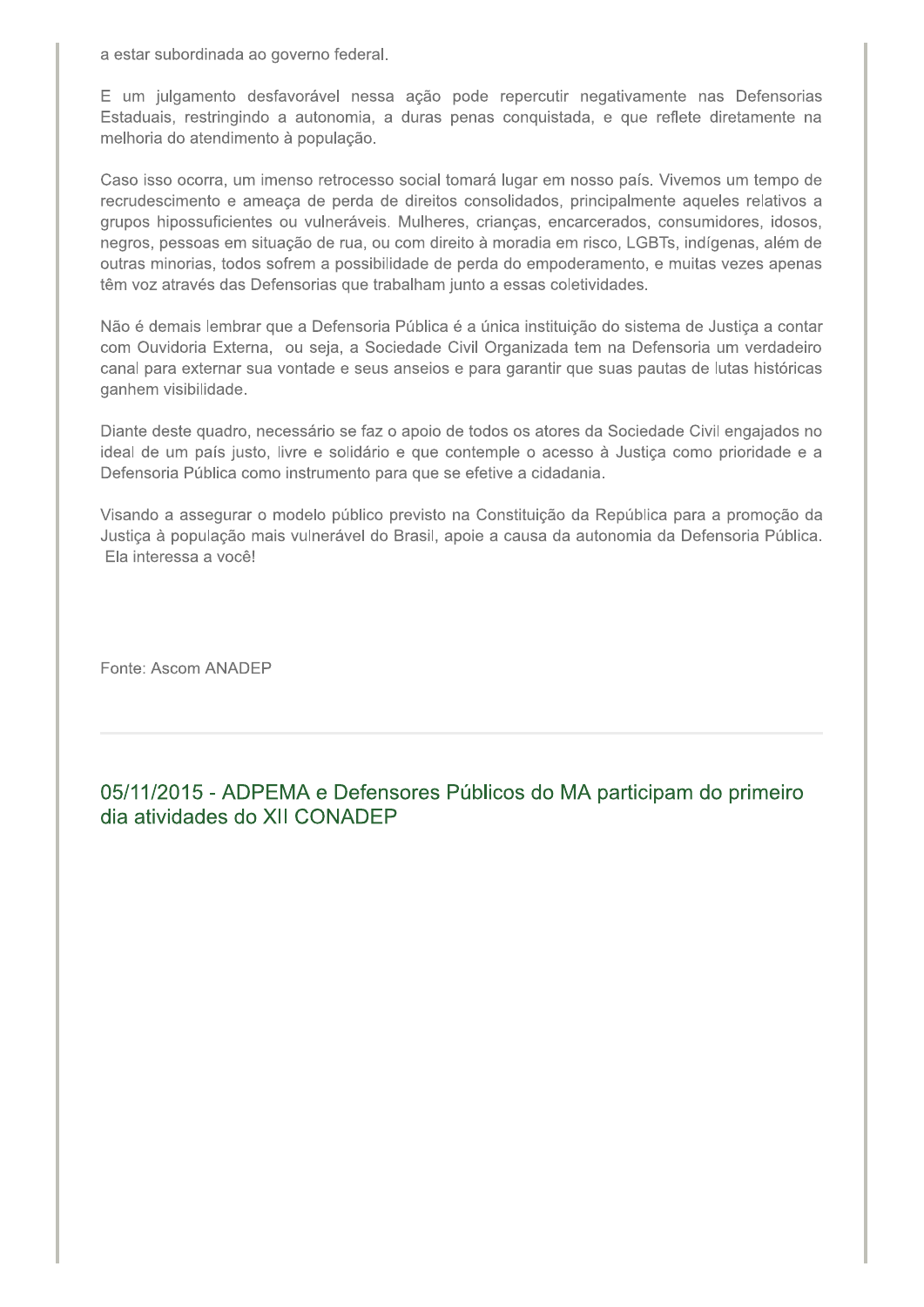a estar subordinada ao governo federal.

E um julgamento desfavorável nessa ação pode repercutir negativamente nas Defensorias Estaduais, restringindo a autonomia, a duras penas conquistada, e que reflete diretamente na melhoria do atendimento à população.

Caso isso ocorra, um imenso retrocesso social tomará lugar em nosso país. Vivemos um tempo de recrudescimento e ameaça de perda de direitos consolidados, principalmente aqueles relativos a grupos hipossuficientes ou vulneráveis. Mulheres, crianças, encarcerados, consumidores, idosos, negros, pessoas em situação de rua, ou com direito à moradia em risco, LGBTs, indígenas, além de outras minorias, todos sofrem a possibilidade de perda do empoderamento, e muitas vezes apenas têm voz através das Defensorias que trabalham junto a essas coletividades.

Não é demais lembrar que a Defensoria Pública é a única instituição do sistema de Justiça a contar com Ouvidoria Externa, ou seja, a Sociedade Civil Organizada tem na Defensoria um verdadeiro canal para externar sua vontade e seus anseios e para garantir que suas pautas de lutas históricas ganhem visibilidade.

Diante deste quadro, necessário se faz o apoio de todos os atores da Sociedade Civil engajados no ideal de um país justo, livre e solidário e que contemple o acesso à Justiça como prioridade e a Defensoria Pública como instrumento para que se efetive a cidadania.

Visando a assegurar o modelo público previsto na Constituição da República para a promoção da Justiça à população mais vulnerável do Brasil, apoie a causa da autonomia da Defensoria Pública. Ela interessa a você!

Fonte: Ascom ANADEP

---

## 05/11/2015 - ADPEMA e Defensores Públicos do MA participam do primeiro dia atividades do XII CONADEP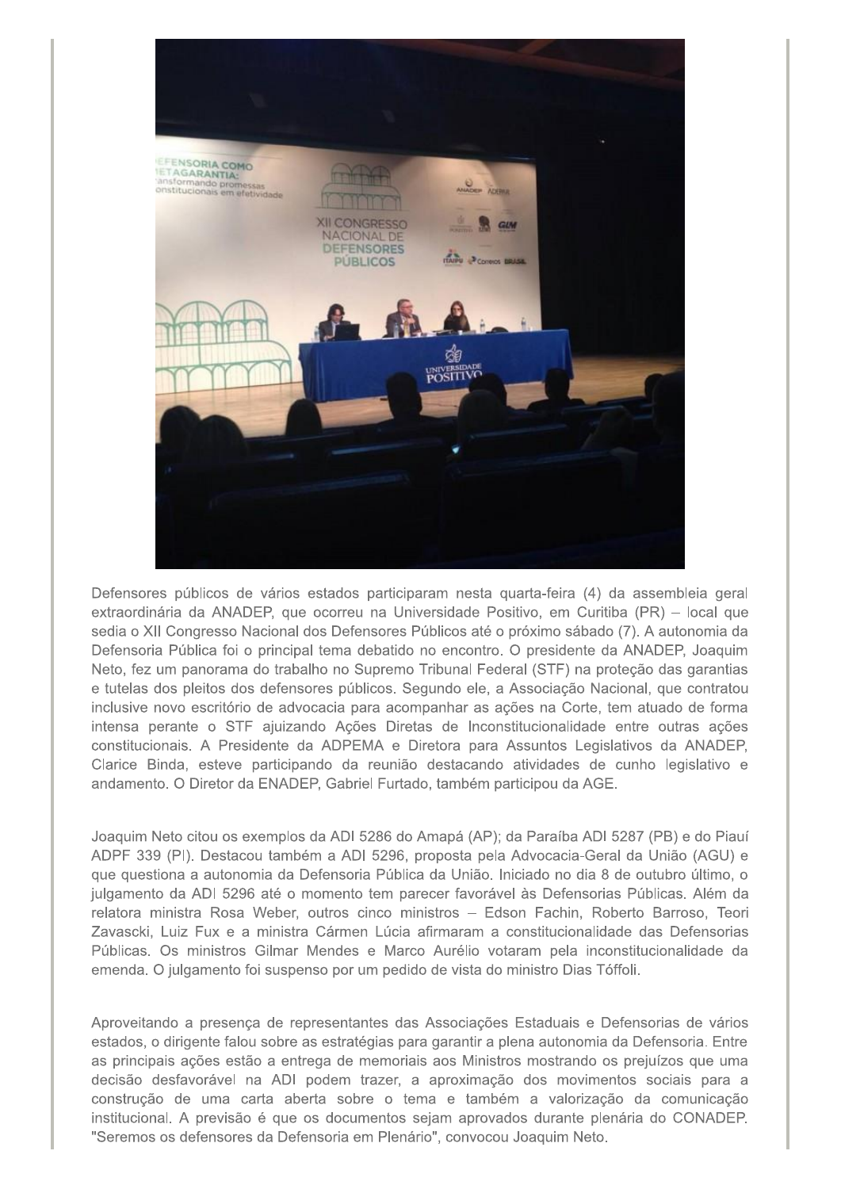Defensores públicos de vários estados participaram nesta quarta-feira (4) da assembleia geral extraordinária da ANADEP, que ocorreu na Universidade Positivo, em Curitiba (PR) – local que sedia o XII Congresso Nacional dos Defensores Públicos até o próximo sábado (7). A autonomia da Defensoria Pública foi o principal tema debatido no encontro. O presidente da ANADEP, Joaquim Neto, fez um panorama do trabalho no Supremo Tribunal Federal (STF) na proteção das garantias e tutelas dos pleitos dos defensores públicos. Segundo ele, a Associação Nacional, que contratou inclusive novo escritório de advocacia para acompanhar as ações na Corte, tem atuado de forma intensa perante o STF ajuizando Ações Diretas de Inconstitucionalidade entre outras ações constitucionais. A Presidente da ADPEMA e Diretora para Assuntos Legislativos da ANADEP, Clarice Binda, esteve participando da reunião destacando atividades de cunho legislativo e andamento. O Diretor da ENADEP, Gabriel Furtado, também participou da AGE.

Joaquim Neto citou os exemplos da ADI 5286 do Amapá (AP); da Paraíba ADI 5287 (PB) e do Piauí ADPF 339 (PI). Destacou também a ADI 5296, proposta pela Advocacia-Geral da União (AGU) e que questiona a autonomia da Defensoria Pública da União. Iniciado no dia 8 de outubro último, o julgamento da ADI 5296 até o momento tem parecer favorável às Defensorias Públicas. Além da relatora ministra Rosa Weber, outros cinco ministros – Edson Fachin, Roberto Barroso, Teori Zavascki, Luiz Fux e a ministra Cármen Lúcia afirmaram a constitucionalidade das Defensorias Públicas. Os ministros Gilmar Mendes e Marco Aurélio votaram pela inconstitucionalidade da emenda. O julgamento foi suspenso por um pedido de vista do ministro Dias Tóffoli.

Aproveitando a presença de representantes das Associações Estaduais e Defensorias de vários estados, o dirigente falou sobre as estratégias para garantir a plena autonomia da Defensoria. Entre as principais ações estão a entrega de memoriais aos Ministros mostrando os prejuízos que uma decisão desfavorável na ADI podem trazer, a aproximação dos movimentos sociais para a construção de uma carta aberta sobre o tema e também a valorização da comunicação institucional. A previsão é que os documentos sejam aprovados durante plenária do CONADEP. "Seremos os defensores da Defensoria em Plenário", convocou Joaquim Neto.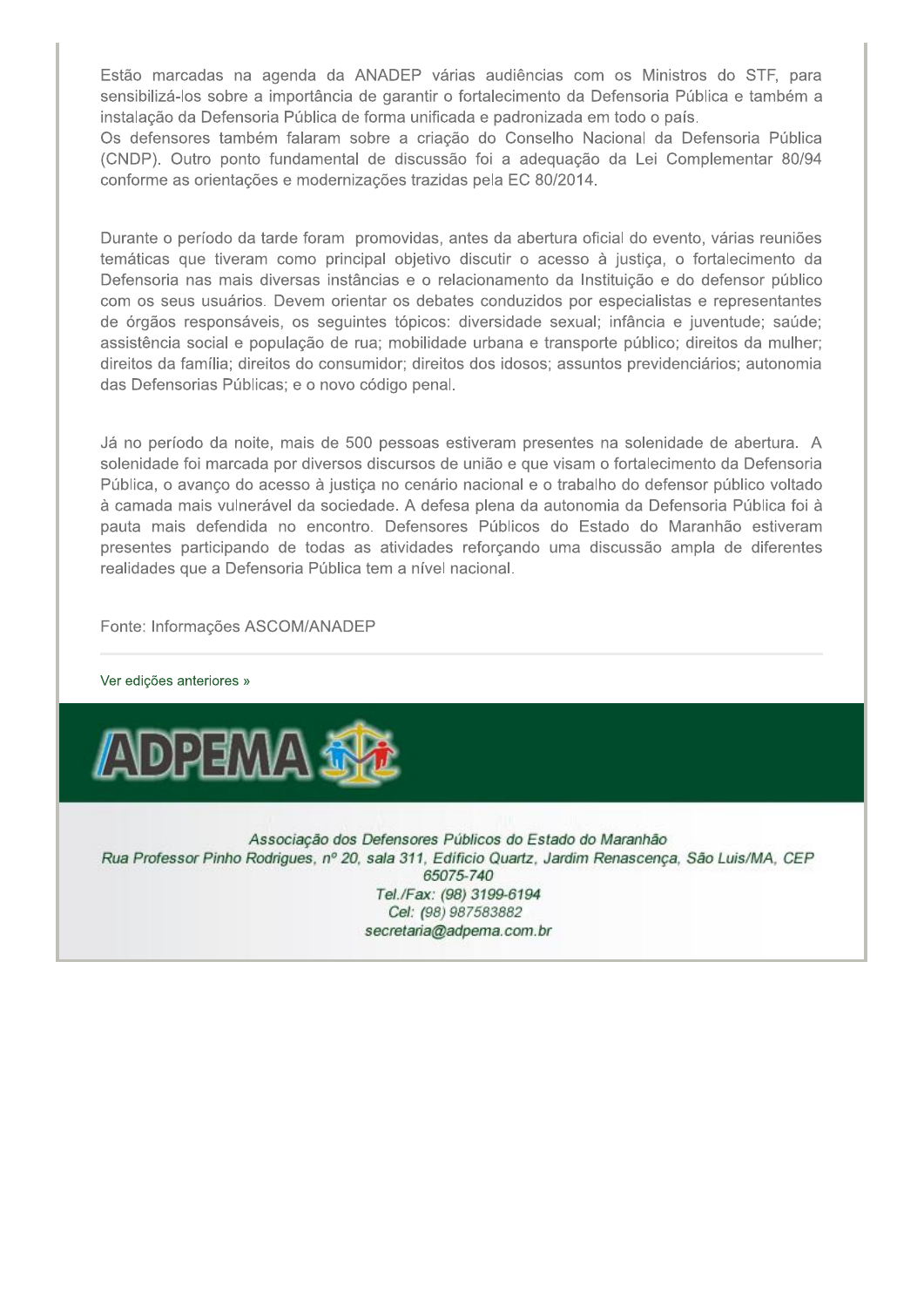Estão marcadas na agenda da ANADEP várias audiências com os Ministros do STF, para sensibilizá-los sobre a importância de garantir o fortalecimento da Defensoria Pública e também a instalação da Defensoria Pública de forma unificada e padronizada em todo o país.
Os defensores também falaram sobre a criação do Conselho Nacional da Defensoria Pública (CNDP). Outro ponto fundamental de discussão foi a adequação da Lei Complementar 80/94 conforme as orientações e modernizações trazidas pela EC 80/2014.

Durante o período da tarde foram promovidas, antes da abertura oficial do evento, várias reuniões temáticas que tiveram como principal objetivo discutir o acesso à justiça, o fortalecimento da Defensoria nas mais diversas instâncias e o relacionamento da Instituição e do defensor público com os seus usuários. Devem orientar os debates conduzidos por especialistas e representantes de órgãos responsáveis, os seguintes tópicos: diversidade sexual; infância e juventude; saúde; assistência social e população de rua; mobilidade urbana e transporte público; direitos da mulher; direitos da família; direitos do consumidor; direitos dos idosos; assuntos previdenciários; autonomia das Defensorias Públicas; e o novo código penal.

Já no período da noite, mais de 500 pessoas estiveram presentes na solenidade de abertura. A solenidade foi marcada por diversos discursos de união e que visam o fortalecimento da Defensoria Pública, o avanço do acesso à justiça no cenário nacional e o trabalho do defensor público voltado à camada mais vulnerável da sociedade. A defesa plena da autonomia da Defensoria Pública foi à pauta mais defendida no encontro. Defensores Públicos do Estado do Maranhão estiveram presentes participando de todas as atividades reforçando uma discussão ampla de diferentes realidades que a Defensoria Pública tem a nível nacional.

Fonte: Informações ASCOM/ANADEP

Ver edições anteriores »

ADPEMA

*Associação dos Defensores Públicos do Estado do Maranhão*
*Rua Professor Pinho Rodrigues, nº 20, sala 311, Edifício Quartz, Jardim Renascença, São Luís/MA, CEP 65075-740*
*Tel./Fax: (98) 3199-6194*
*Cel: (98) 987583882*
*secretaria@adpema.com.br*